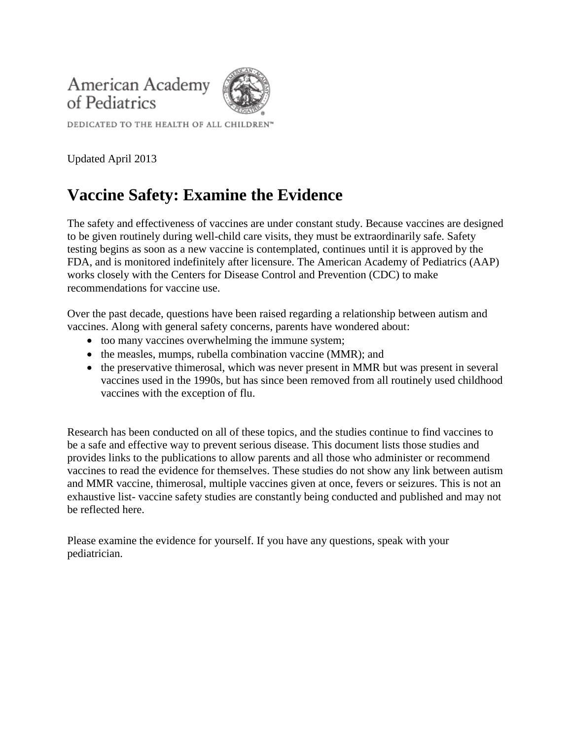American Academy of Pediatrics

DEDICATED TO THE HEALTH OF ALL CHILDREN™

Updated April 2013

# Vaccine Safety: Examine the Evidence

The safety and effectiveness of vaccines are under constant study. Because vaccines are designed to be given routinely during well-child care visits, they must be extraordinarily safe. Safety testing begins as soon as a new vaccine is contemplated, continues until it is approved by the FDA, and is monitored indefinitely after licensure. The American Academy of Pediatrics (AAP) works closely with the Centers for Disease Control and Prevention (CDC) to make recommendations for vaccine use.

Over the past decade, questions have been raised regarding a relationship between autism and vaccines. Along with general safety concerns, parents have wondered about:

- too many vaccines overwhelming the immune system;
- the measles, mumps, rubella combination vaccine (MMR); and
- the preservative thimerosal, which was never present in MMR but was present in several vaccines used in the 1990s, but has since been removed from all routinely used childhood vaccines with the exception of flu.

Research has been conducted on all of these topics, and the studies continue to find vaccines to be a safe and effective way to prevent serious disease. This document lists those studies and provides links to the publications to allow parents and all those who administer or recommend vaccines to read the evidence for themselves. These studies do not show any link between autism and MMR vaccine, thimerosal, multiple vaccines given at once, fevers or seizures. This is not an exhaustive list- vaccine safety studies are constantly being conducted and published and may not be reflected here.

Please examine the evidence for yourself. If you have any questions, speak with your pediatrician.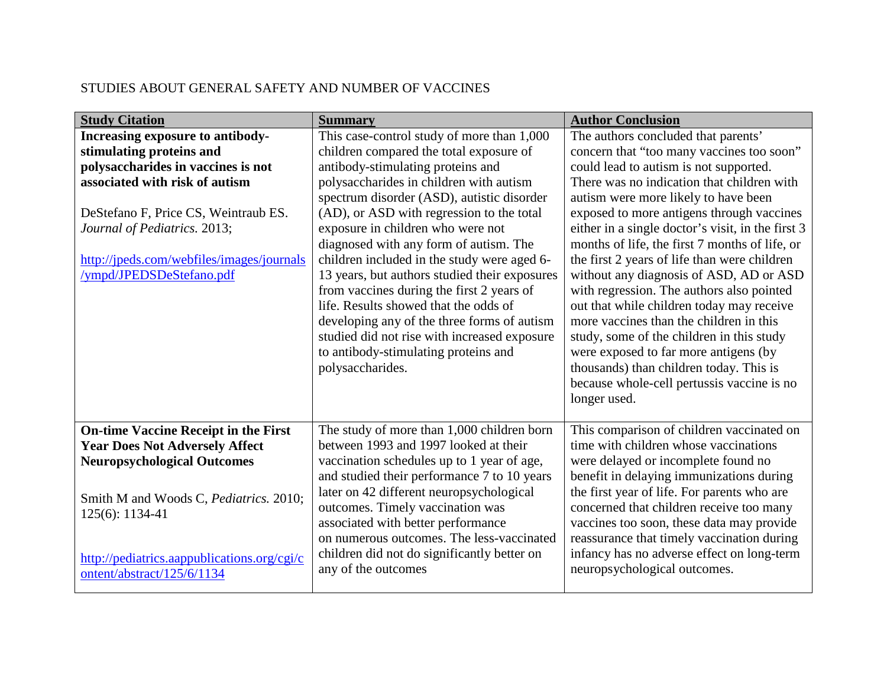STUDIES ABOUT GENERAL SAFETY AND NUMBER OF VACCINES

| **Study Citation** | **Summary** | **Author Conclusion** |
|---|---|---|
| **Increasing exposure to antibody-stimulating proteins and polysaccharides in vaccines is not associated with risk of autism**<br><br>DeStefano F, Price CS, Weintraub ES. *Journal of Pediatrics.* 2013;<br><br>http://jpeds.com/webfiles/images/journals/ympd/JPEDSDeStefano.pdf | This case-control study of more than 1,000 children compared the total exposure of antibody-stimulating proteins and polysaccharides in children with autism spectrum disorder (ASD), autistic disorder (AD), or ASD with regression to the total exposure in children who were not diagnosed with any form of autism. The children included in the study were aged 6-13 years, but authors studied their exposures from vaccines during the first 2 years of life. Results showed that the odds of developing any of the three forms of autism studied did not rise with increased exposure to antibody-stimulating proteins and polysaccharides. | The authors concluded that parents' concern that "too many vaccines too soon" could lead to autism is not supported. There was no indication that children with autism were more likely to have been exposed to more antigens through vaccines either in a single doctor's visit, in the first 3 months of life, the first 7 months of life, or the first 2 years of life than were children without any diagnosis of ASD, AD or ASD with regression. The authors also pointed out that while children today may receive more vaccines than the children in this study, some of the children in this study were exposed to far more antigens (by thousands) than children today. This is because whole-cell pertussis vaccine is no longer used. |
| **On-time Vaccine Receipt in the First Year Does Not Adversely Affect Neuropsychological Outcomes**<br><br>Smith M and Woods C, *Pediatrics.* 2010; 125(6): 1134-41<br><br>http://pediatrics.aappublications.org/cgi/content/abstract/125/6/1134 | The study of more than 1,000 children born between 1993 and 1997 looked at their vaccination schedules up to 1 year of age, and studied their performance 7 to 10 years later on 42 different neuropsychological outcomes. Timely vaccination was associated with better performance on numerous outcomes. The less-vaccinated children did not do significantly better on any of the outcomes | This comparison of children vaccinated on time with children whose vaccinations were delayed or incomplete found no benefit in delaying immunizations during the first year of life. For parents who are concerned that children receive too many vaccines too soon, these data may provide reassurance that timely vaccination during infancy has no adverse effect on long-term neuropsychological outcomes. |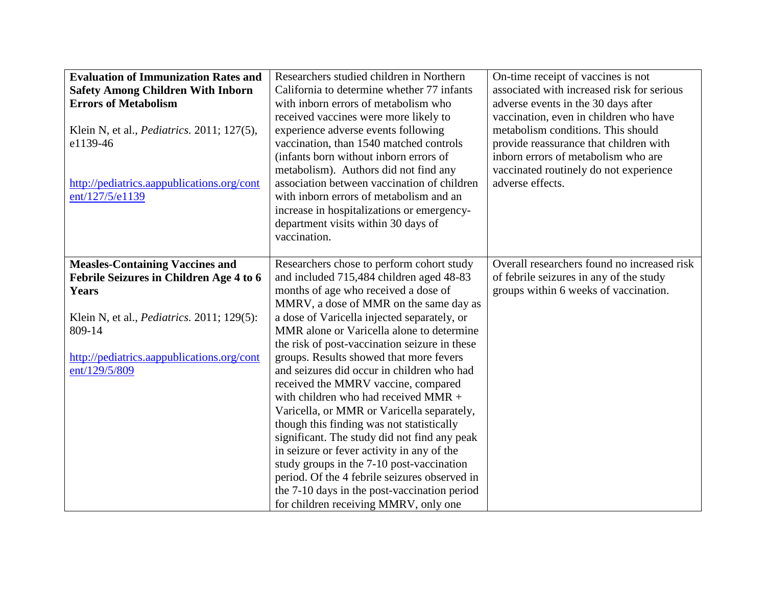| | | |
|---|---|---|
| **Evaluation of Immunization Rates and Safety Among Children With Inborn Errors of Metabolism**<br><br>Klein N, et al., *Pediatrics.* 2011; 127(5), e1139-46<br><br>http://pediatrics.aappublications.org/content/127/5/e1139 | Researchers studied children in Northern California to determine whether 77 infants with inborn errors of metabolism who received vaccines were more likely to experience adverse events following vaccination, than 1540 matched controls (infants born without inborn errors of metabolism). Authors did not find any association between vaccination of children with inborn errors of metabolism and an increase in hospitalizations or emergency-department visits within 30 days of vaccination. | On-time receipt of vaccines is not associated with increased risk for serious adverse events in the 30 days after vaccination, even in children who have metabolism conditions. This should provide reassurance that children with inborn errors of metabolism who are vaccinated routinely do not experience adverse effects. |
| **Measles-Containing Vaccines and Febrile Seizures in Children Age 4 to 6 Years**<br><br>Klein N, et al., *Pediatrics.* 2011; 129(5): 809-14<br><br>http://pediatrics.aappublications.org/content/129/5/809 | Researchers chose to perform cohort study and included 715,484 children aged 48-83 months of age who received a dose of MMRV, a dose of MMR on the same day as a dose of Varicella injected separately, or MMR alone or Varicella alone to determine the risk of post-vaccination seizure in these groups. Results showed that more fevers and seizures did occur in children who had received the MMRV vaccine, compared with children who had received MMR + Varicella, or MMR or Varicella separately, though this finding was not statistically significant. The study did not find any peak in seizure or fever activity in any of the study groups in the 7-10 post-vaccination period. Of the 4 febrile seizures observed in the 7-10 days in the post-vaccination period for children receiving MMRV, only one | Overall researchers found no increased risk of febrile seizures in any of the study groups within 6 weeks of vaccination. |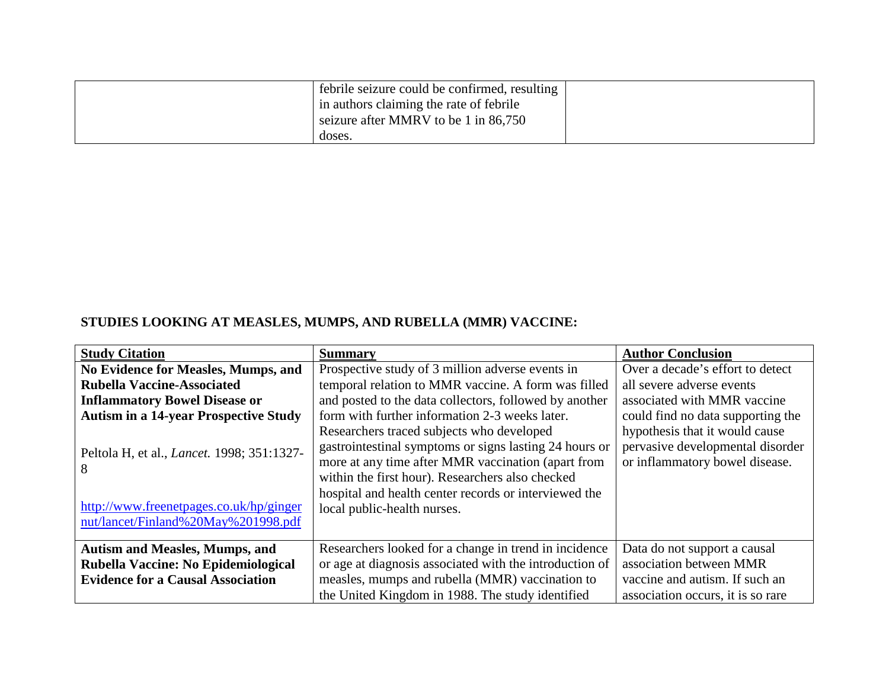| | | |
|---|---|---|
| | febrile seizure could be confirmed, resulting in authors claiming the rate of febrile seizure after MMRV to be 1 in 86,750 doses. | |

**STUDIES LOOKING AT MEASLES, MUMPS, AND RUBELLA (MMR) VACCINE:**

| Study Citation | Summary | Author Conclusion |
|---|---|---|
| **No Evidence for Measles, Mumps, and Rubella Vaccine-Associated Inflammatory Bowel Disease or Autism in a 14-year Prospective Study**<br><br>Peltola H, et al., *Lancet.* 1998; 351:1327-8<br><br>http://www.freenetpages.co.uk/hp/gingernut/lancet/Finland%20May%201998.pdf | Prospective study of 3 million adverse events in temporal relation to MMR vaccine. A form was filled and posted to the data collectors, followed by another form with further information 2-3 weeks later. Researchers traced subjects who developed gastrointestinal symptoms or signs lasting 24 hours or more at any time after MMR vaccination (apart from within the first hour). Researchers also checked hospital and health center records or interviewed the local public-health nurses. | Over a decade's effort to detect all severe adverse events associated with MMR vaccine could find no data supporting the hypothesis that it would cause pervasive developmental disorder or inflammatory bowel disease. |
| **Autism and Measles, Mumps, and Rubella Vaccine: No Epidemiological Evidence for a Causal Association** | Researchers looked for a change in trend in incidence or age at diagnosis associated with the introduction of measles, mumps and rubella (MMR) vaccination to the United Kingdom in 1988. The study identified | Data do not support a causal association between MMR vaccine and autism. If such an association occurs, it is so rare |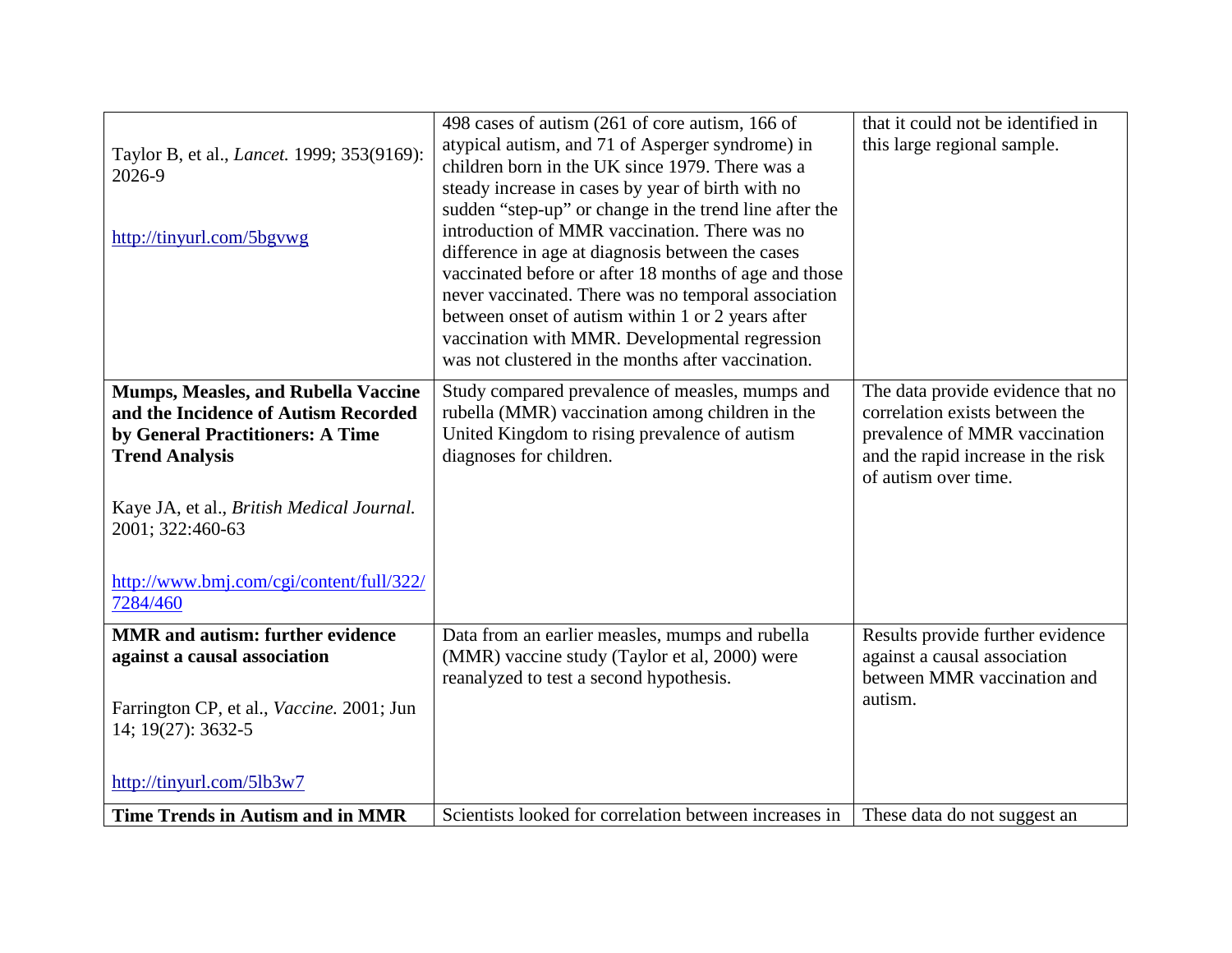| | | |
|---|---|---|
| Taylor B, et al., *Lancet.* 1999; 353(9169): 2026-9<br><br>http://tinyurl.com/5bgvwg | 498 cases of autism (261 of core autism, 166 of atypical autism, and 71 of Asperger syndrome) in children born in the UK since 1979. There was a steady increase in cases by year of birth with no sudden "step-up" or change in the trend line after the introduction of MMR vaccination. There was no difference in age at diagnosis between the cases vaccinated before or after 18 months of age and those never vaccinated. There was no temporal association between onset of autism within 1 or 2 years after vaccination with MMR. Developmental regression was not clustered in the months after vaccination. | that it could not be identified in this large regional sample. |
| **Mumps, Measles, and Rubella Vaccine and the Incidence of Autism Recorded by General Practitioners: A Time Trend Analysis**<br><br>Kaye JA, et al., *British Medical Journal.* 2001; 322:460-63<br><br>http://www.bmj.com/cgi/content/full/322/7284/460 | Study compared prevalence of measles, mumps and rubella (MMR) vaccination among children in the United Kingdom to rising prevalence of autism diagnoses for children. | The data provide evidence that no correlation exists between the prevalence of MMR vaccination and the rapid increase in the risk of autism over time. |
| **MMR and autism: further evidence against a causal association**<br><br>Farrington CP, et al., *Vaccine.* 2001; Jun 14; 19(27): 3632-5<br><br>http://tinyurl.com/5lb3w7 | Data from an earlier measles, mumps and rubella (MMR) vaccine study (Taylor et al, 2000) were reanalyzed to test a second hypothesis. | Results provide further evidence against a causal association between MMR vaccination and autism. |
| **Time Trends in Autism and in MMR** | Scientists looked for correlation between increases in | These data do not suggest an |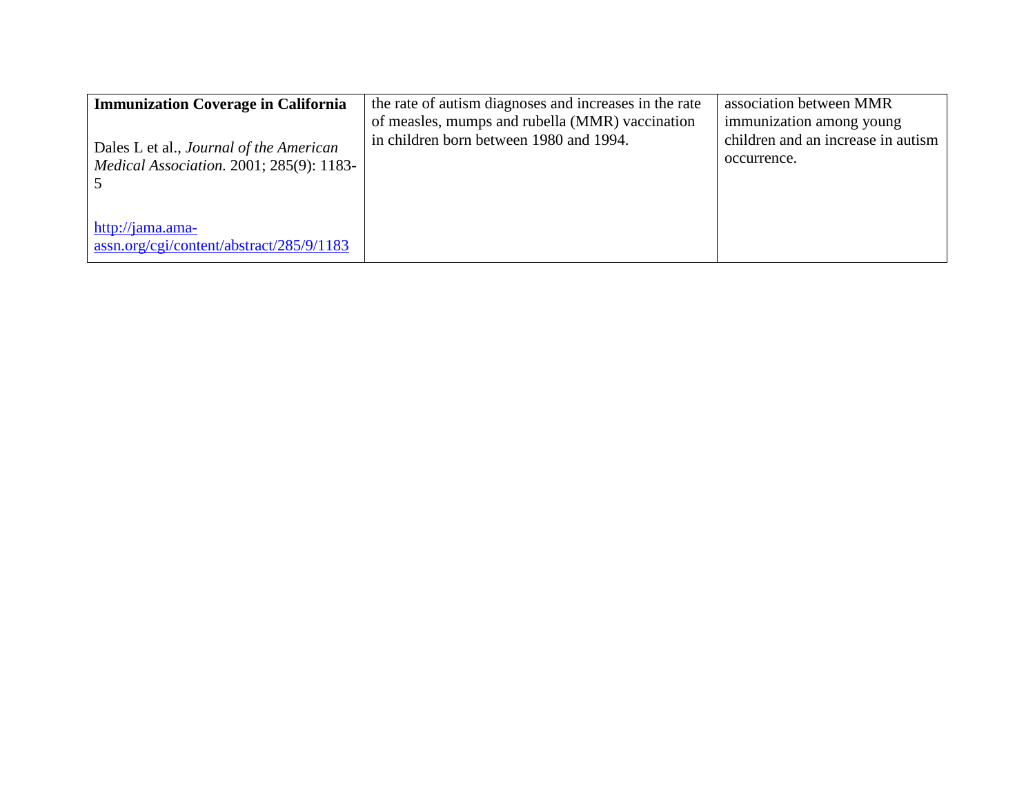| **Immunization Coverage in California**<br><br>Dales L et al., *Journal of the American Medical Association.* 2001; 285(9): 1183-5<br><br>[http://jama.ama-assn.org/cgi/content/abstract/285/9/1183](http://jama.ama-assn.org/cgi/content/abstract/285/9/1183) | the rate of autism diagnoses and increases in the rate of measles, mumps and rubella (MMR) vaccination in children born between 1980 and 1994. | association between MMR immunization among young children and an increase in autism occurrence. |
|---|---|---|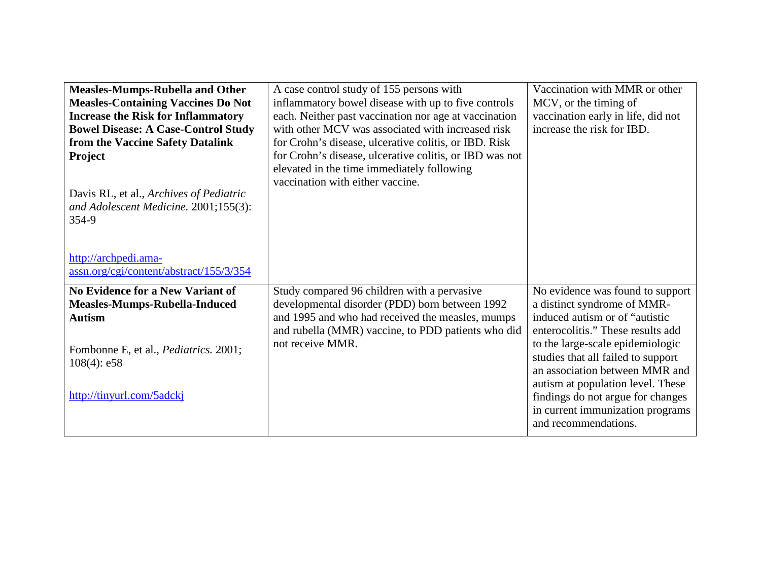| | | |
|---|---|---|
| **Measles-Mumps-Rubella and Other Measles-Containing Vaccines Do Not Increase the Risk for Inflammatory Bowel Disease: A Case-Control Study from the Vaccine Safety Datalink Project**<br><br>Davis RL, et al., *Archives of Pediatric and Adolescent Medicine.* 2001;155(3): 354-9<br><br>[http://archpedi.ama-assn.org/cgi/content/abstract/155/3/354](http://archpedi.ama-assn.org/cgi/content/abstract/155/3/354) | A case control study of 155 persons with inflammatory bowel disease with up to five controls each. Neither past vaccination nor age at vaccination with other MCV was associated with increased risk for Crohn's disease, ulcerative colitis, or IBD. Risk for Crohn's disease, ulcerative colitis, or IBD was not elevated in the time immediately following vaccination with either vaccine. | Vaccination with MMR or other MCV, or the timing of vaccination early in life, did not increase the risk for IBD. |
| **No Evidence for a New Variant of Measles-Mumps-Rubella-Induced Autism**<br><br>Fombonne E, et al., *Pediatrics.* 2001; 108(4): e58<br><br>[http://tinyurl.com/5adckj](http://tinyurl.com/5adckj) | Study compared 96 children with a pervasive developmental disorder (PDD) born between 1992 and 1995 and who had received the measles, mumps and rubella (MMR) vaccine, to PDD patients who did not receive MMR. | No evidence was found to support a distinct syndrome of MMR-induced autism or of "autistic enterocolitis." These results add to the large-scale epidemiologic studies that all failed to support an association between MMR and autism at population level. These findings do not argue for changes in current immunization programs and recommendations. |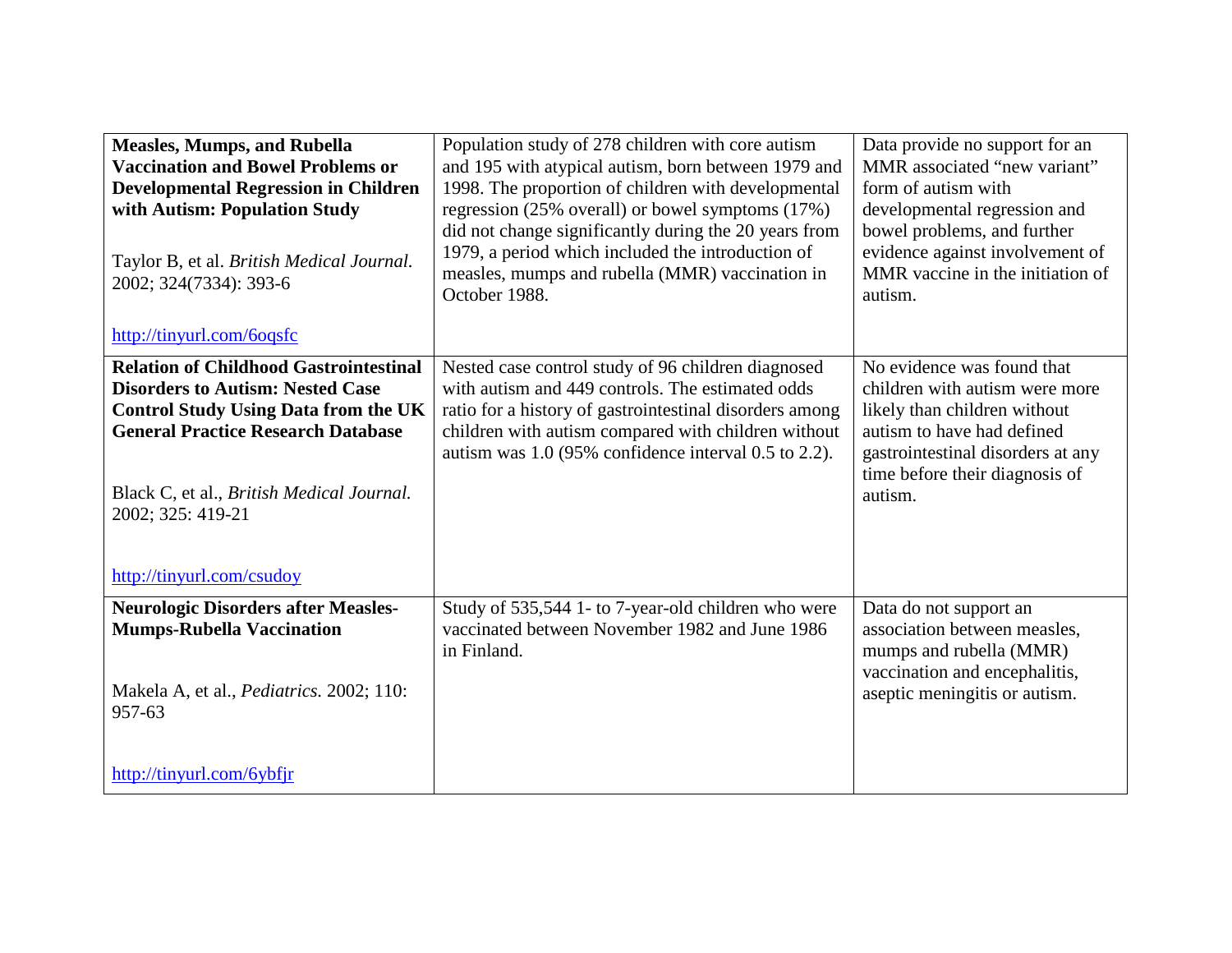| | | |
|---|---|---|
| **Measles, Mumps, and Rubella Vaccination and Bowel Problems or Developmental Regression in Children with Autism: Population Study**<br><br>Taylor B, et al. *British Medical Journal.* 2002; 324(7334): 393-6<br><br>http://tinyurl.com/6oqsfc | Population study of 278 children with core autism and 195 with atypical autism, born between 1979 and 1998. The proportion of children with developmental regression (25% overall) or bowel symptoms (17%) did not change significantly during the 20 years from 1979, a period which included the introduction of measles, mumps and rubella (MMR) vaccination in October 1988. | Data provide no support for an MMR associated "new variant" form of autism with developmental regression and bowel problems, and further evidence against involvement of MMR vaccine in the initiation of autism. |
| **Relation of Childhood Gastrointestinal Disorders to Autism: Nested Case Control Study Using Data from the UK General Practice Research Database**<br><br>Black C, et al., *British Medical Journal.* 2002; 325: 419-21<br><br>http://tinyurl.com/csudoy | Nested case control study of 96 children diagnosed with autism and 449 controls. The estimated odds ratio for a history of gastrointestinal disorders among children with autism compared with children without autism was 1.0 (95% confidence interval 0.5 to 2.2). | No evidence was found that children with autism were more likely than children without autism to have had defined gastrointestinal disorders at any time before their diagnosis of autism. |
| **Neurologic Disorders after Measles-Mumps-Rubella Vaccination**<br><br>Makela A, et al., *Pediatrics.* 2002; 110: 957-63<br><br>http://tinyurl.com/6ybfjr | Study of 535,544 1- to 7-year-old children who were vaccinated between November 1982 and June 1986 in Finland. | Data do not support an association between measles, mumps and rubella (MMR) vaccination and encephalitis, aseptic meningitis or autism. |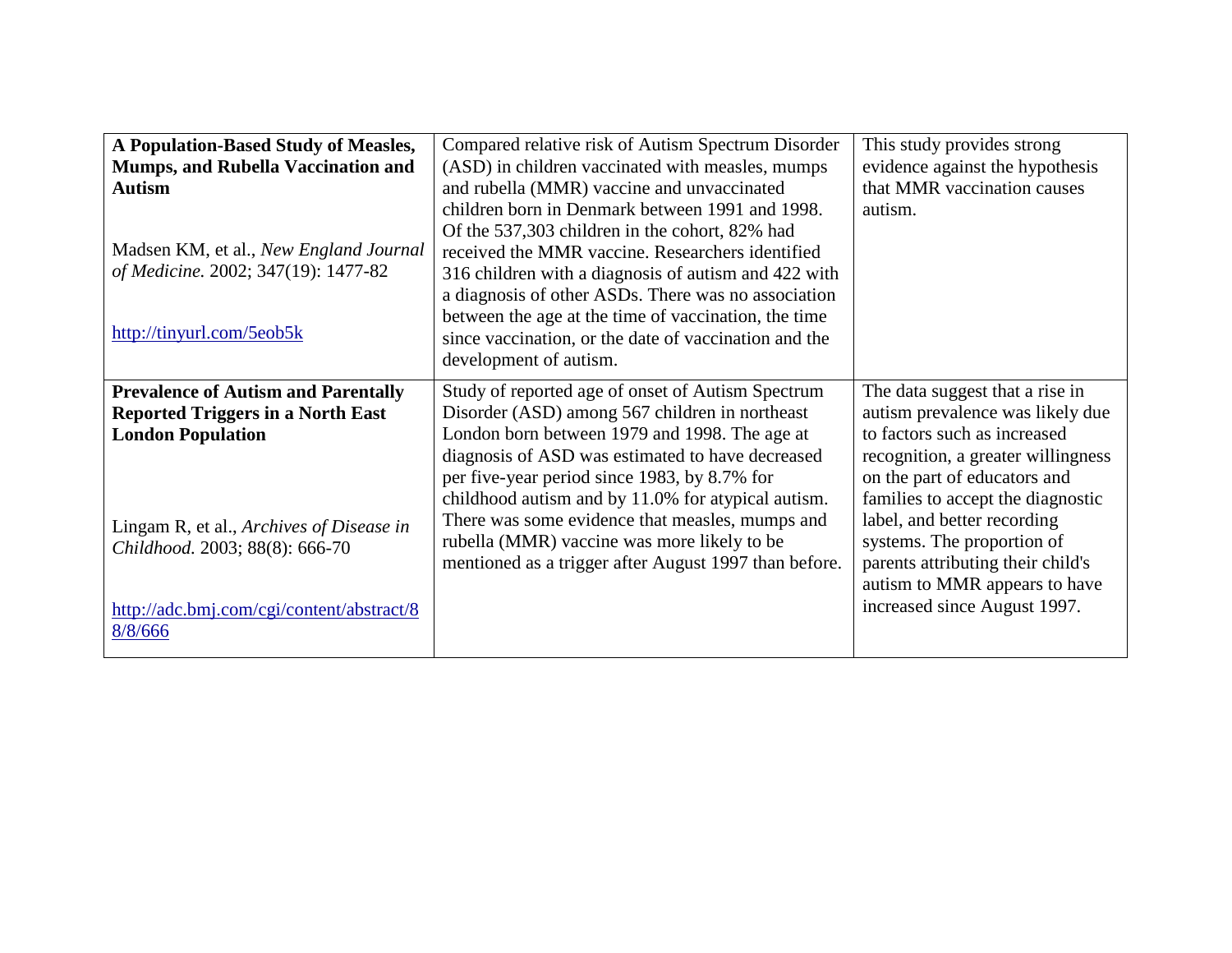| | | |
|---|---|---|
| **A Population-Based Study of Measles, Mumps, and Rubella Vaccination and Autism**<br><br>Madsen KM, et al., *New England Journal of Medicine.* 2002; 347(19): 1477-82<br><br>http://tinyurl.com/5eob5k | Compared relative risk of Autism Spectrum Disorder (ASD) in children vaccinated with measles, mumps and rubella (MMR) vaccine and unvaccinated children born in Denmark between 1991 and 1998. Of the 537,303 children in the cohort, 82% had received the MMR vaccine. Researchers identified 316 children with a diagnosis of autism and 422 with a diagnosis of other ASDs. There was no association between the age at the time of vaccination, the time since vaccination, or the date of vaccination and the development of autism. | This study provides strong evidence against the hypothesis that MMR vaccination causes autism. |
| **Prevalence of Autism and Parentally Reported Triggers in a North East London Population**<br><br>Lingam R, et al., *Archives of Disease in Childhood.* 2003; 88(8): 666-70<br><br>http://adc.bmj.com/cgi/content/abstract/88/8/666 | Study of reported age of onset of Autism Spectrum Disorder (ASD) among 567 children in northeast London born between 1979 and 1998. The age at diagnosis of ASD was estimated to have decreased per five-year period since 1983, by 8.7% for childhood autism and by 11.0% for atypical autism. There was some evidence that measles, mumps and rubella (MMR) vaccine was more likely to be mentioned as a trigger after August 1997 than before. | The data suggest that a rise in autism prevalence was likely due to factors such as increased recognition, a greater willingness on the part of educators and families to accept the diagnostic label, and better recording systems. The proportion of parents attributing their child's autism to MMR appears to have increased since August 1997. |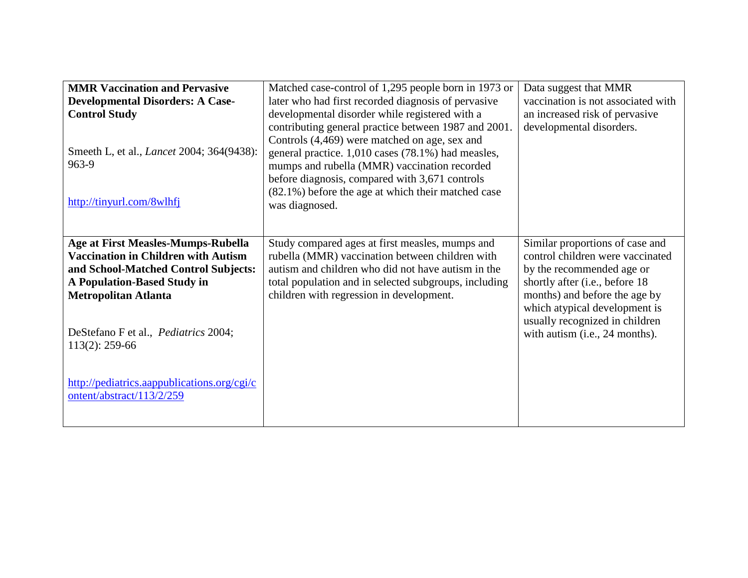| | | |
|---|---|---|
| **MMR Vaccination and Pervasive Developmental Disorders: A Case-Control Study**<br><br>Smeeth L, et al., *Lancet* 2004; 364(9438): 963-9<br><br>http://tinyurl.com/8wlhfj | Matched case-control of 1,295 people born in 1973 or later who had first recorded diagnosis of pervasive developmental disorder while registered with a contributing general practice between 1987 and 2001. Controls (4,469) were matched on age, sex and general practice. 1,010 cases (78.1%) had measles, mumps and rubella (MMR) vaccination recorded before diagnosis, compared with 3,671 controls (82.1%) before the age at which their matched case was diagnosed. | Data suggest that MMR vaccination is not associated with an increased risk of pervasive developmental disorders. |
| **Age at First Measles-Mumps-Rubella Vaccination in Children with Autism and School-Matched Control Subjects: A Population-Based Study in Metropolitan Atlanta**<br><br>DeStefano F et al., *Pediatrics* 2004; 113(2): 259-66<br><br>http://pediatrics.aappublications.org/cgi/content/abstract/113/2/259 | Study compared ages at first measles, mumps and rubella (MMR) vaccination between children with autism and children who did not have autism in the total population and in selected subgroups, including children with regression in development. | Similar proportions of case and control children were vaccinated by the recommended age or shortly after (i.e., before 18 months) and before the age by which atypical development is usually recognized in children with autism (i.e., 24 months). |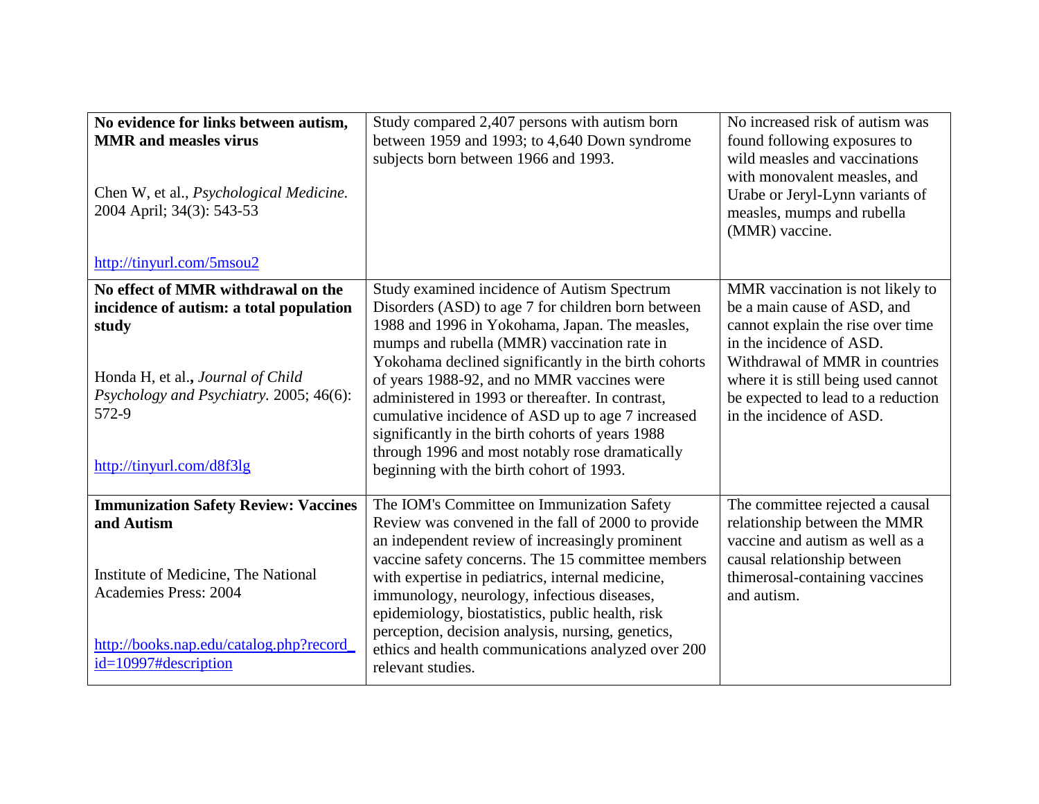| | | |
|---|---|---|
| **No evidence for links between autism, MMR and measles virus**<br><br>Chen W, et al., *Psychological Medicine.* 2004 April; 34(3): 543-53<br><br>http://tinyurl.com/5msou2 | Study compared 2,407 persons with autism born between 1959 and 1993; to 4,640 Down syndrome subjects born between 1966 and 1993. | No increased risk of autism was found following exposures to wild measles and vaccinations with monovalent measles, and Urabe or Jeryl-Lynn variants of measles, mumps and rubella (MMR) vaccine. |
| **No effect of MMR withdrawal on the incidence of autism: a total population study**<br><br>Honda H, et al.**,** *Journal of Child Psychology and Psychiatry.* 2005; 46(6): 572-9<br><br>http://tinyurl.com/d8f3lg | Study examined incidence of Autism Spectrum Disorders (ASD) to age 7 for children born between 1988 and 1996 in Yokohama, Japan. The measles, mumps and rubella (MMR) vaccination rate in Yokohama declined significantly in the birth cohorts of years 1988-92, and no MMR vaccines were administered in 1993 or thereafter. In contrast, cumulative incidence of ASD up to age 7 increased significantly in the birth cohorts of years 1988 through 1996 and most notably rose dramatically beginning with the birth cohort of 1993. | MMR vaccination is not likely to be a main cause of ASD, and cannot explain the rise over time in the incidence of ASD. Withdrawal of MMR in countries where it is still being used cannot be expected to lead to a reduction in the incidence of ASD. |
| **Immunization Safety Review: Vaccines and Autism**<br><br>Institute of Medicine, The National Academies Press: 2004<br><br>http://books.nap.edu/catalog.php?record_id=10997#description | The IOM's Committee on Immunization Safety Review was convened in the fall of 2000 to provide an independent review of increasingly prominent vaccine safety concerns. The 15 committee members with expertise in pediatrics, internal medicine, immunology, neurology, infectious diseases, epidemiology, biostatistics, public health, risk perception, decision analysis, nursing, genetics, ethics and health communications analyzed over 200 relevant studies. | The committee rejected a causal relationship between the MMR vaccine and autism as well as a causal relationship between thimerosal-containing vaccines and autism. |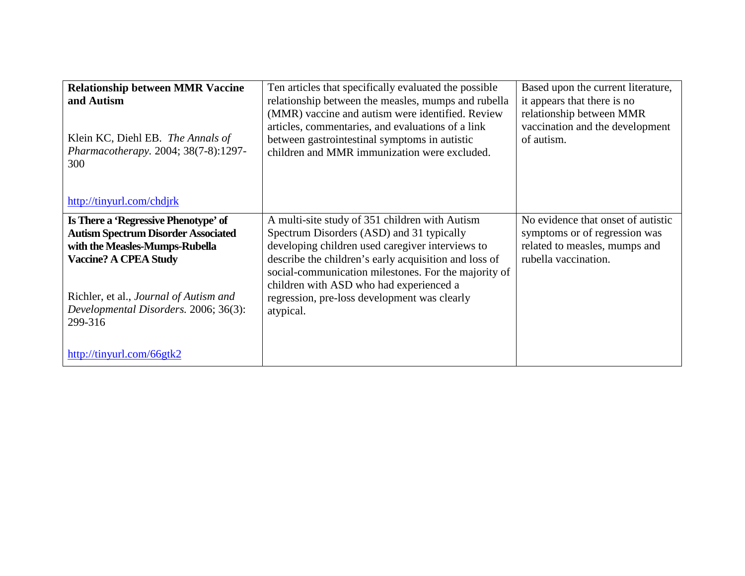| | | |
|---|---|---|
| **Relationship between MMR Vaccine and Autism**<br><br>Klein KC, Diehl EB. *The Annals of Pharmacotherapy.* 2004; 38(7-8):1297-300<br><br>http://tinyurl.com/chdjrk | Ten articles that specifically evaluated the possible relationship between the measles, mumps and rubella (MMR) vaccine and autism were identified. Review articles, commentaries, and evaluations of a link between gastrointestinal symptoms in autistic children and MMR immunization were excluded. | Based upon the current literature, it appears that there is no relationship between MMR vaccination and the development of autism. |
| **Is There a 'Regressive Phenotype' of Autism Spectrum Disorder Associated with the Measles-Mumps-Rubella Vaccine? A CPEA Study**<br><br>Richler, et al., *Journal of Autism and Developmental Disorders.* 2006; 36(3): 299-316<br><br>http://tinyurl.com/66gtk2 | A multi-site study of 351 children with Autism Spectrum Disorders (ASD) and 31 typically developing children used caregiver interviews to describe the children's early acquisition and loss of social-communication milestones. For the majority of children with ASD who had experienced a regression, pre-loss development was clearly atypical. | No evidence that onset of autistic symptoms or of regression was related to measles, mumps and rubella vaccination. |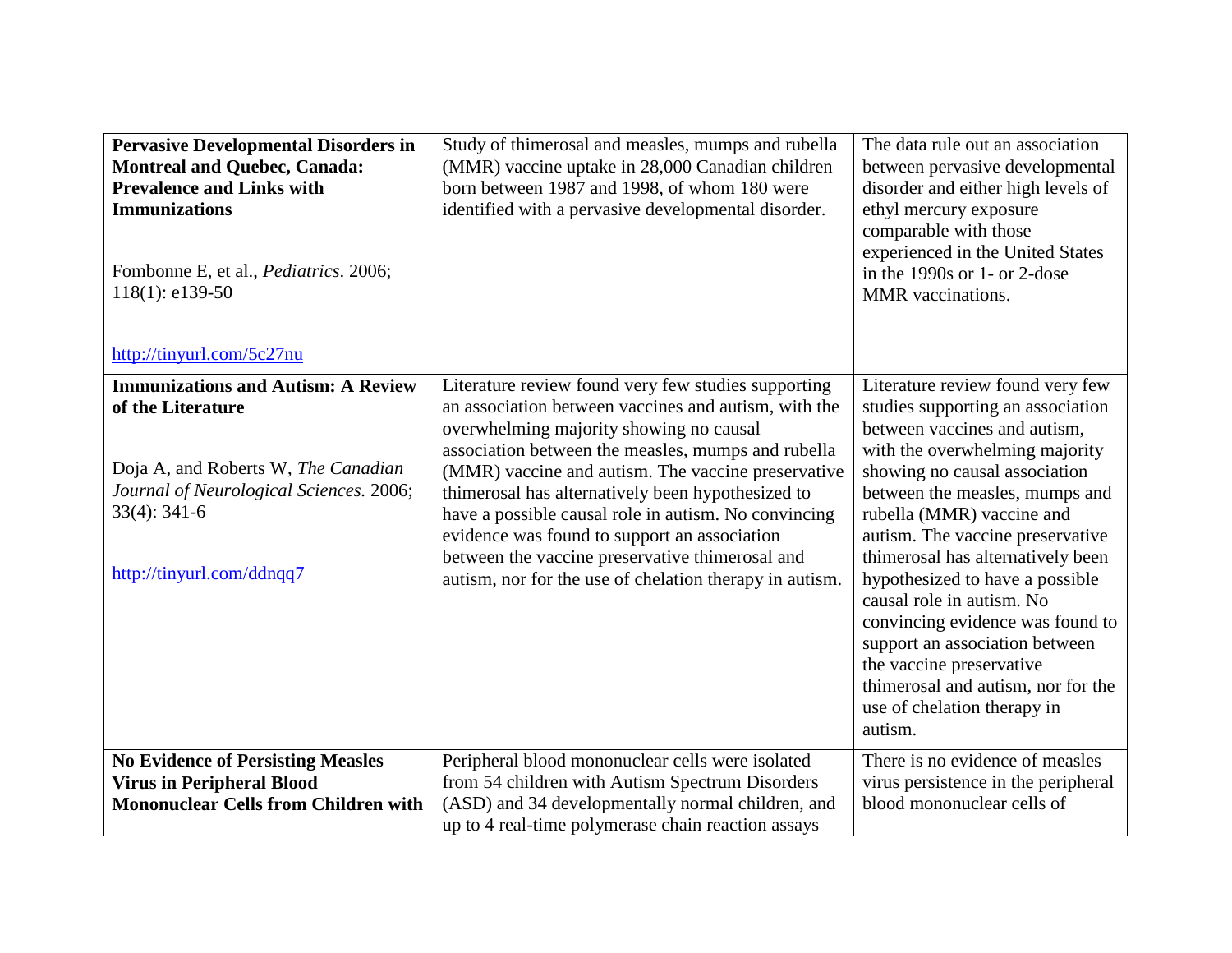| **Pervasive Developmental Disorders in Montreal and Quebec, Canada: Prevalence and Links with Immunizations**<br><br>Fombonne E, et al., *Pediatrics*. 2006; 118(1): e139-50<br><br>http://tinyurl.com/5c27nu | Study of thimerosal and measles, mumps and rubella (MMR) vaccine uptake in 28,000 Canadian children born between 1987 and 1998, of whom 180 were identified with a pervasive developmental disorder. | The data rule out an association between pervasive developmental disorder and either high levels of ethyl mercury exposure comparable with those experienced in the United States in the 1990s or 1- or 2-dose MMR vaccinations. |
|---|---|---|
| **Immunizations and Autism: A Review of the Literature**<br><br>Doja A, and Roberts W, *The Canadian Journal of Neurological Sciences.* 2006; 33(4): 341-6<br><br>http://tinyurl.com/ddnqq7 | Literature review found very few studies supporting an association between vaccines and autism, with the overwhelming majority showing no causal association between the measles, mumps and rubella (MMR) vaccine and autism. The vaccine preservative thimerosal has alternatively been hypothesized to have a possible causal role in autism. No convincing evidence was found to support an association between the vaccine preservative thimerosal and autism, nor for the use of chelation therapy in autism. | Literature review found very few studies supporting an association between vaccines and autism, with the overwhelming majority showing no causal association between the measles, mumps and rubella (MMR) vaccine and autism. The vaccine preservative thimerosal has alternatively been hypothesized to have a possible causal role in autism. No convincing evidence was found to support an association between the vaccine preservative thimerosal and autism, nor for the use of chelation therapy in autism. |
| **No Evidence of Persisting Measles Virus in Peripheral Blood Mononuclear Cells from Children with** | Peripheral blood mononuclear cells were isolated from 54 children with Autism Spectrum Disorders (ASD) and 34 developmentally normal children, and up to 4 real-time polymerase chain reaction assays | There is no evidence of measles virus persistence in the peripheral blood mononuclear cells of |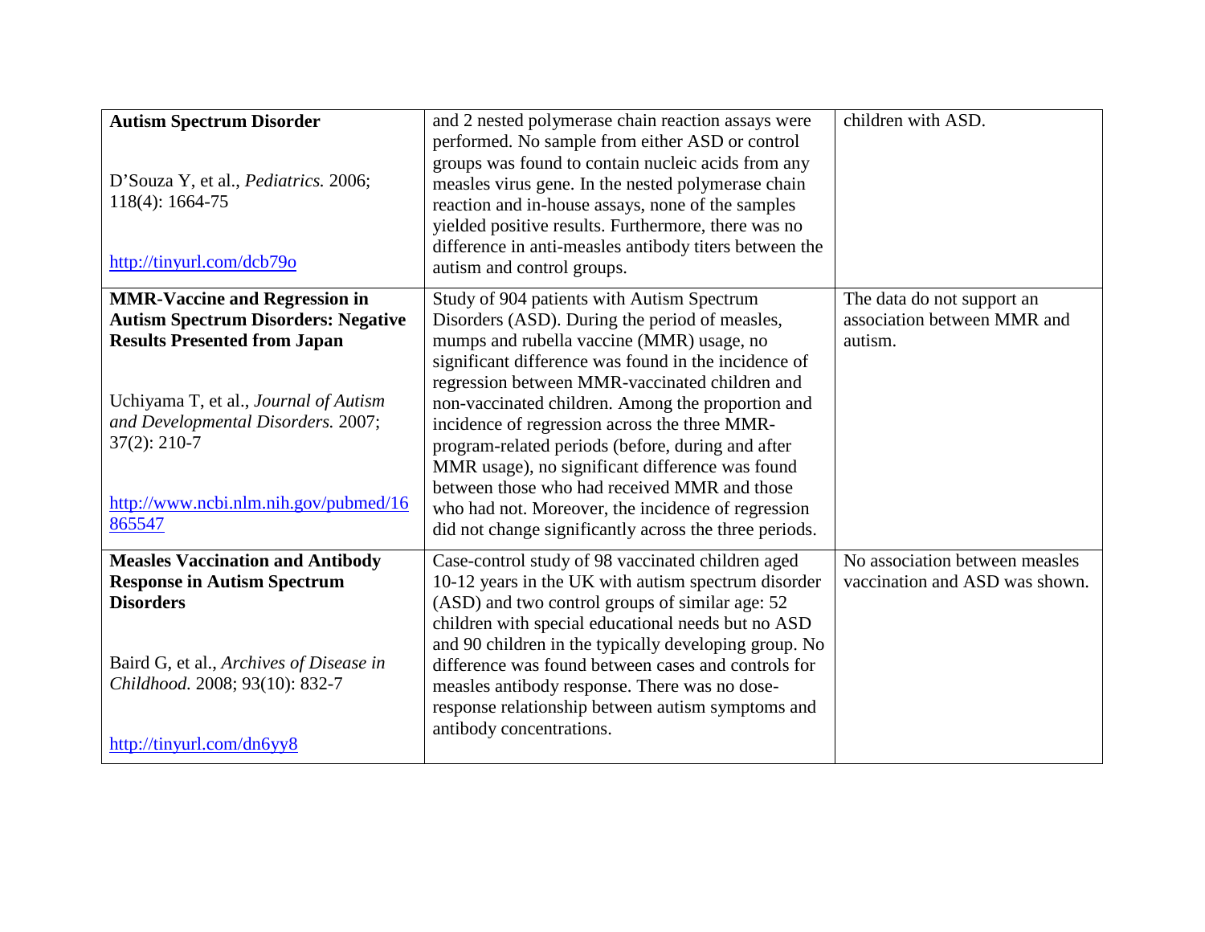| | | |
|---|---|---|
| **Autism Spectrum Disorder**<br><br>D'Souza Y, et al., *Pediatrics.* 2006; 118(4): 1664-75<br><br>http://tinyurl.com/dcb79o | and 2 nested polymerase chain reaction assays were performed. No sample from either ASD or control groups was found to contain nucleic acids from any measles virus gene. In the nested polymerase chain reaction and in-house assays, none of the samples yielded positive results. Furthermore, there was no difference in anti-measles antibody titers between the autism and control groups. | children with ASD. |
| **MMR-Vaccine and Regression in Autism Spectrum Disorders: Negative Results Presented from Japan**<br><br>Uchiyama T, et al., *Journal of Autism and Developmental Disorders.* 2007; 37(2): 210-7<br><br>http://www.ncbi.nlm.nih.gov/pubmed/16865547 | Study of 904 patients with Autism Spectrum Disorders (ASD). During the period of measles, mumps and rubella vaccine (MMR) usage, no significant difference was found in the incidence of regression between MMR-vaccinated children and non-vaccinated children. Among the proportion and incidence of regression across the three MMR-program-related periods (before, during and after MMR usage), no significant difference was found between those who had received MMR and those who had not. Moreover, the incidence of regression did not change significantly across the three periods. | The data do not support an association between MMR and autism. |
| **Measles Vaccination and Antibody Response in Autism Spectrum Disorders**<br><br>Baird G, et al., *Archives of Disease in Childhood.* 2008; 93(10): 832-7<br><br>http://tinyurl.com/dn6yy8 | Case-control study of 98 vaccinated children aged 10-12 years in the UK with autism spectrum disorder (ASD) and two control groups of similar age: 52 children with special educational needs but no ASD and 90 children in the typically developing group. No difference was found between cases and controls for measles antibody response. There was no dose-response relationship between autism symptoms and antibody concentrations. | No association between measles vaccination and ASD was shown. |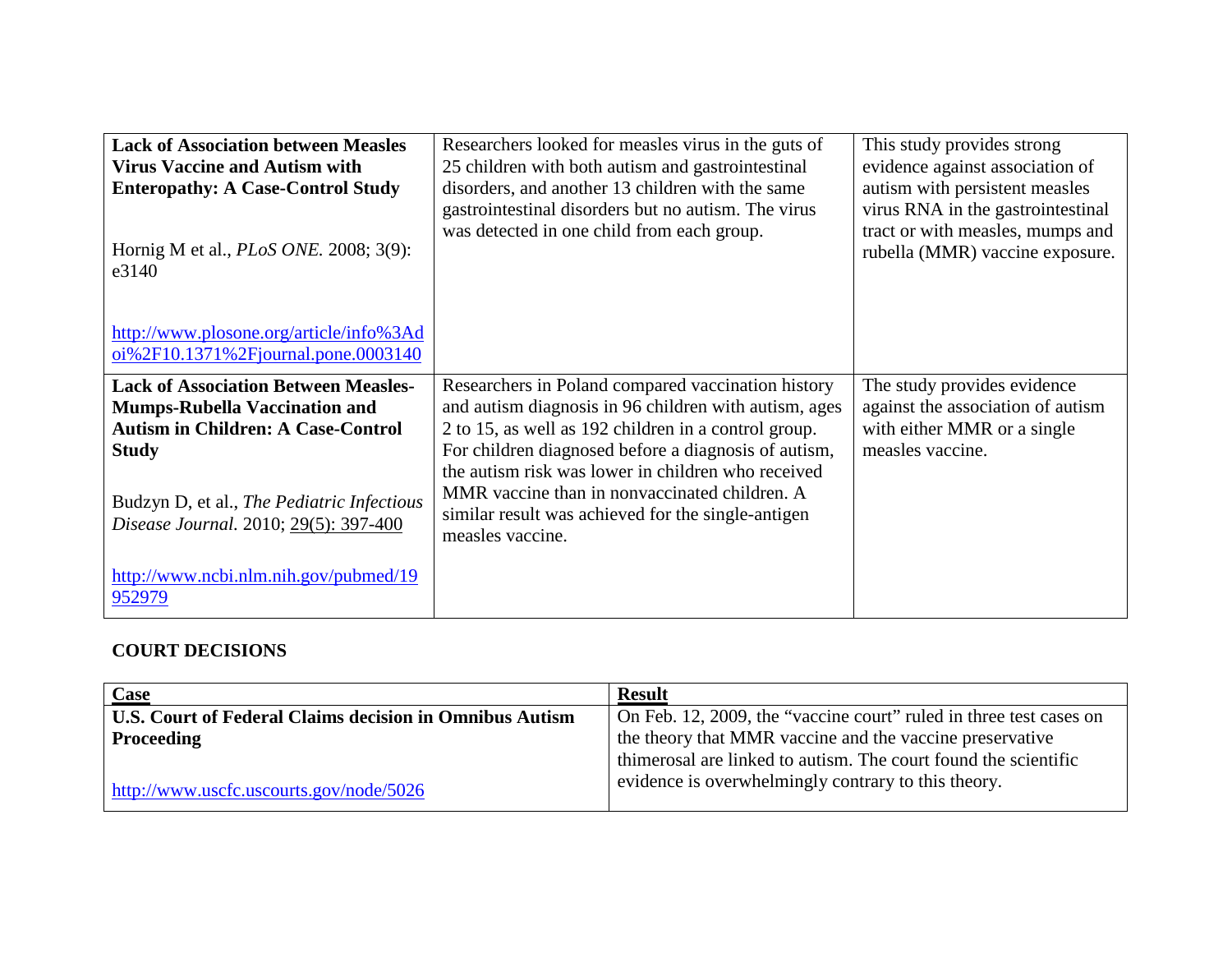| | | |
|---|---|---|
| **Lack of Association between Measles Virus Vaccine and Autism with Enteropathy: A Case-Control Study**<br><br>Hornig M et al., *PLoS ONE.* 2008; 3(9): e3140<br><br>[http://www.plosone.org/article/info%3Adoi%2F10.1371%2Fjournal.pone.0003140](http://www.plosone.org/article/info%3Adoi%2F10.1371%2Fjournal.pone.0003140) | Researchers looked for measles virus in the guts of 25 children with both autism and gastrointestinal disorders, and another 13 children with the same gastrointestinal disorders but no autism. The virus was detected in one child from each group. | This study provides strong evidence against association of autism with persistent measles virus RNA in the gastrointestinal tract or with measles, mumps and rubella (MMR) vaccine exposure. |
| **Lack of Association Between Measles-Mumps-Rubella Vaccination and Autism in Children: A Case-Control Study**<br><br>Budzyn D, et al., *The Pediatric Infectious Disease Journal.* 2010; 29(5): 397-400<br><br>[http://www.ncbi.nlm.nih.gov/pubmed/19952979](http://www.ncbi.nlm.nih.gov/pubmed/19952979) | Researchers in Poland compared vaccination history and autism diagnosis in 96 children with autism, ages 2 to 15, as well as 192 children in a control group. For children diagnosed before a diagnosis of autism, the autism risk was lower in children who received MMR vaccine than in nonvaccinated children. A similar result was achieved for the single-antigen measles vaccine. | The study provides evidence against the association of autism with either MMR or a single measles vaccine. |

**COURT DECISIONS**

| Case | Result |
|---|---|
| **U.S. Court of Federal Claims decision in Omnibus Autism Proceeding**<br><br>[http://www.uscfc.uscourts.gov/node/5026](http://www.uscfc.uscourts.gov/node/5026) | On Feb. 12, 2009, the "vaccine court" ruled in three test cases on the theory that MMR vaccine and the vaccine preservative thimerosal are linked to autism. The court found the scientific evidence is overwhelmingly contrary to this theory. |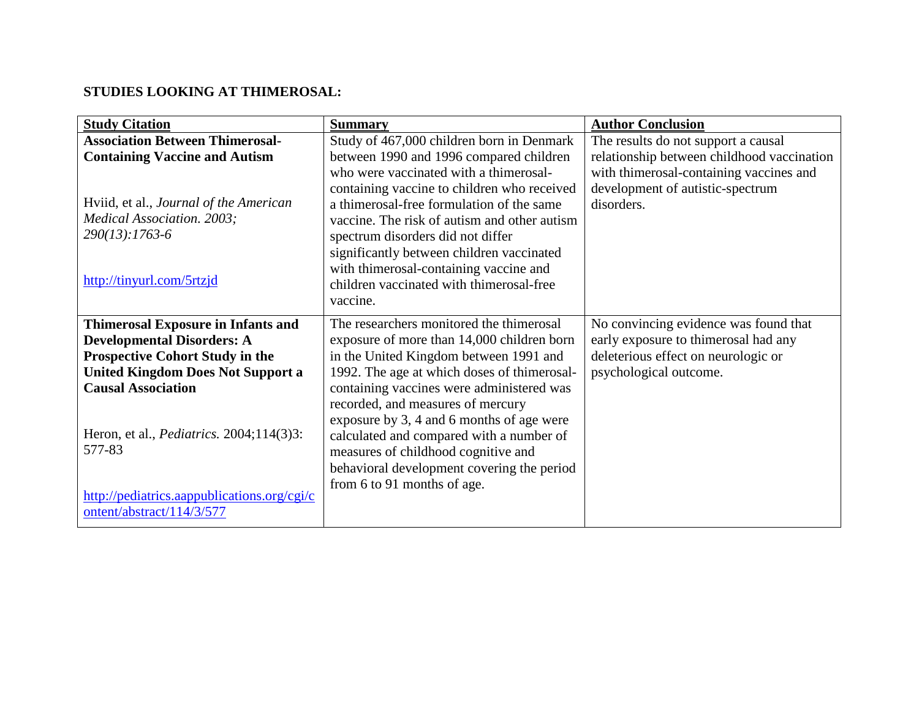**STUDIES LOOKING AT THIMEROSAL:**

| Study Citation | Summary | Author Conclusion |
| --- | --- | --- |
| **Association Between Thimerosal-Containing Vaccine and Autism**<br><br>Hviid, et al., *Journal of the American Medical Association. 2003; 290(13):1763-6*<br><br>http://tinyurl.com/5rtzjd | Study of 467,000 children born in Denmark between 1990 and 1996 compared children who were vaccinated with a thimerosal-containing vaccine to children who received a thimerosal-free formulation of the same vaccine. The risk of autism and other autism spectrum disorders did not differ significantly between children vaccinated with thimerosal-containing vaccine and children vaccinated with thimerosal-free vaccine. | The results do not support a causal relationship between childhood vaccination with thimerosal-containing vaccines and development of autistic-spectrum disorders. |
| **Thimerosal Exposure in Infants and Developmental Disorders: A Prospective Cohort Study in the United Kingdom Does Not Support a Causal Association**<br><br>Heron, et al., *Pediatrics.* 2004;114(3)3: 577-83<br><br>http://pediatrics.aappublications.org/cgi/content/abstract/114/3/577 | The researchers monitored the thimerosal exposure of more than 14,000 children born in the United Kingdom between 1991 and 1992. The age at which doses of thimerosal-containing vaccines were administered was recorded, and measures of mercury exposure by 3, 4 and 6 months of age were calculated and compared with a number of measures of childhood cognitive and behavioral development covering the period from 6 to 91 months of age. | No convincing evidence was found that early exposure to thimerosal had any deleterious effect on neurologic or psychological outcome. |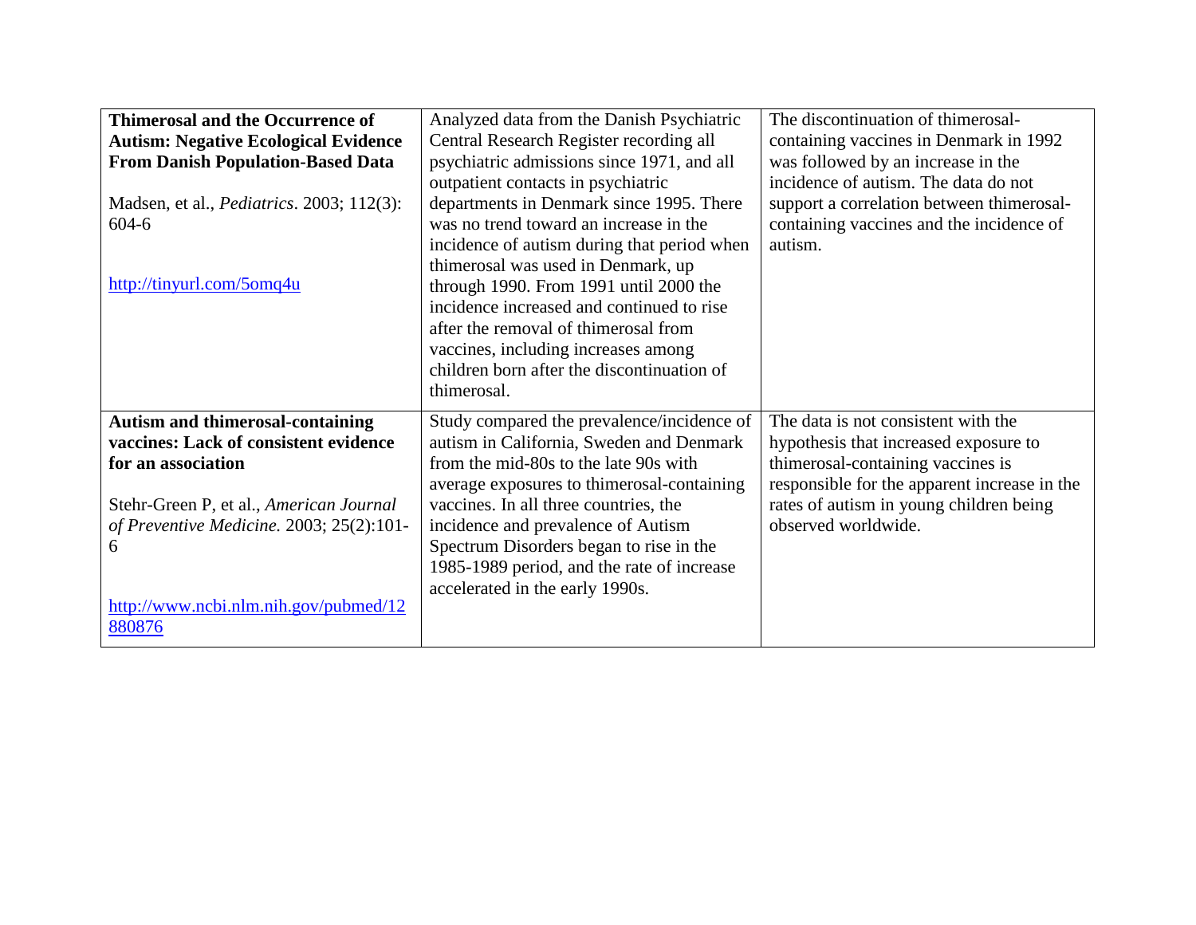| | | |
|---|---|---|
| **Thimerosal and the Occurrence of Autism: Negative Ecological Evidence From Danish Population-Based Data**<br><br>Madsen, et al., *Pediatrics*. 2003; 112(3): 604-6<br><br>http://tinyurl.com/5omq4u | Analyzed data from the Danish Psychiatric Central Research Register recording all psychiatric admissions since 1971, and all outpatient contacts in psychiatric departments in Denmark since 1995. There was no trend toward an increase in the incidence of autism during that period when thimerosal was used in Denmark, up through 1990. From 1991 until 2000 the incidence increased and continued to rise after the removal of thimerosal from vaccines, including increases among children born after the discontinuation of thimerosal. | The discontinuation of thimerosal-containing vaccines in Denmark in 1992 was followed by an increase in the incidence of autism. The data do not support a correlation between thimerosal-containing vaccines and the incidence of autism. |
| **Autism and thimerosal-containing vaccines: Lack of consistent evidence for an association**<br><br>Stehr-Green P, et al., *American Journal of Preventive Medicine.* 2003; 25(2):101-6<br><br>http://www.ncbi.nlm.nih.gov/pubmed/12880876 | Study compared the prevalence/incidence of autism in California, Sweden and Denmark from the mid-80s to the late 90s with average exposures to thimerosal-containing vaccines. In all three countries, the incidence and prevalence of Autism Spectrum Disorders began to rise in the 1985-1989 period, and the rate of increase accelerated in the early 1990s. | The data is not consistent with the hypothesis that increased exposure to thimerosal-containing vaccines is responsible for the apparent increase in the rates of autism in young children being observed worldwide. |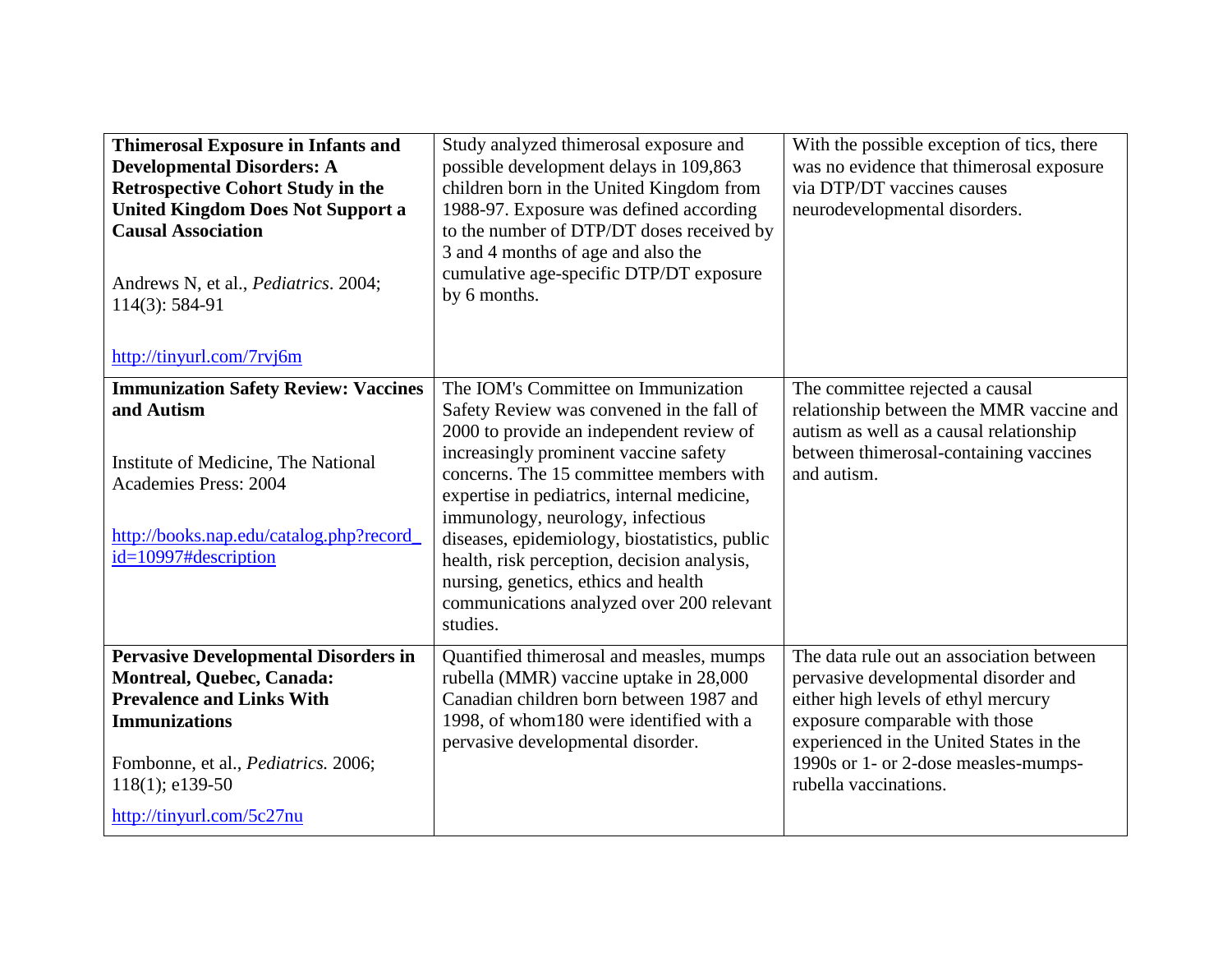| | | |
|---|---|---|
| **Thimerosal Exposure in Infants and Developmental Disorders: A Retrospective Cohort Study in the United Kingdom Does Not Support a Causal Association**<br><br>Andrews N, et al., *Pediatrics*. 2004; 114(3): 584-91<br><br>http://tinyurl.com/7rvj6m | Study analyzed thimerosal exposure and possible development delays in 109,863 children born in the United Kingdom from 1988-97. Exposure was defined according to the number of DTP/DT doses received by 3 and 4 months of age and also the cumulative age-specific DTP/DT exposure by 6 months. | With the possible exception of tics, there was no evidence that thimerosal exposure via DTP/DT vaccines causes neurodevelopmental disorders. |
| **Immunization Safety Review: Vaccines and Autism**<br><br>Institute of Medicine, The National Academies Press: 2004<br><br>http://books.nap.edu/catalog.php?record_id=10997#description | The IOM's Committee on Immunization Safety Review was convened in the fall of 2000 to provide an independent review of increasingly prominent vaccine safety concerns. The 15 committee members with expertise in pediatrics, internal medicine, immunology, neurology, infectious diseases, epidemiology, biostatistics, public health, risk perception, decision analysis, nursing, genetics, ethics and health communications analyzed over 200 relevant studies. | The committee rejected a causal relationship between the MMR vaccine and autism as well as a causal relationship between thimerosal-containing vaccines and autism. |
| **Pervasive Developmental Disorders in Montreal, Quebec, Canada: Prevalence and Links With Immunizations**<br><br>Fombonne, et al., *Pediatrics.* 2006; 118(1); e139-50<br><br>http://tinyurl.com/5c27nu | Quantified thimerosal and measles, mumps rubella (MMR) vaccine uptake in 28,000 Canadian children born between 1987 and 1998, of whom180 were identified with a pervasive developmental disorder. | The data rule out an association between pervasive developmental disorder and either high levels of ethyl mercury exposure comparable with those experienced in the United States in the 1990s or 1- or 2-dose measles-mumps-rubella vaccinations. |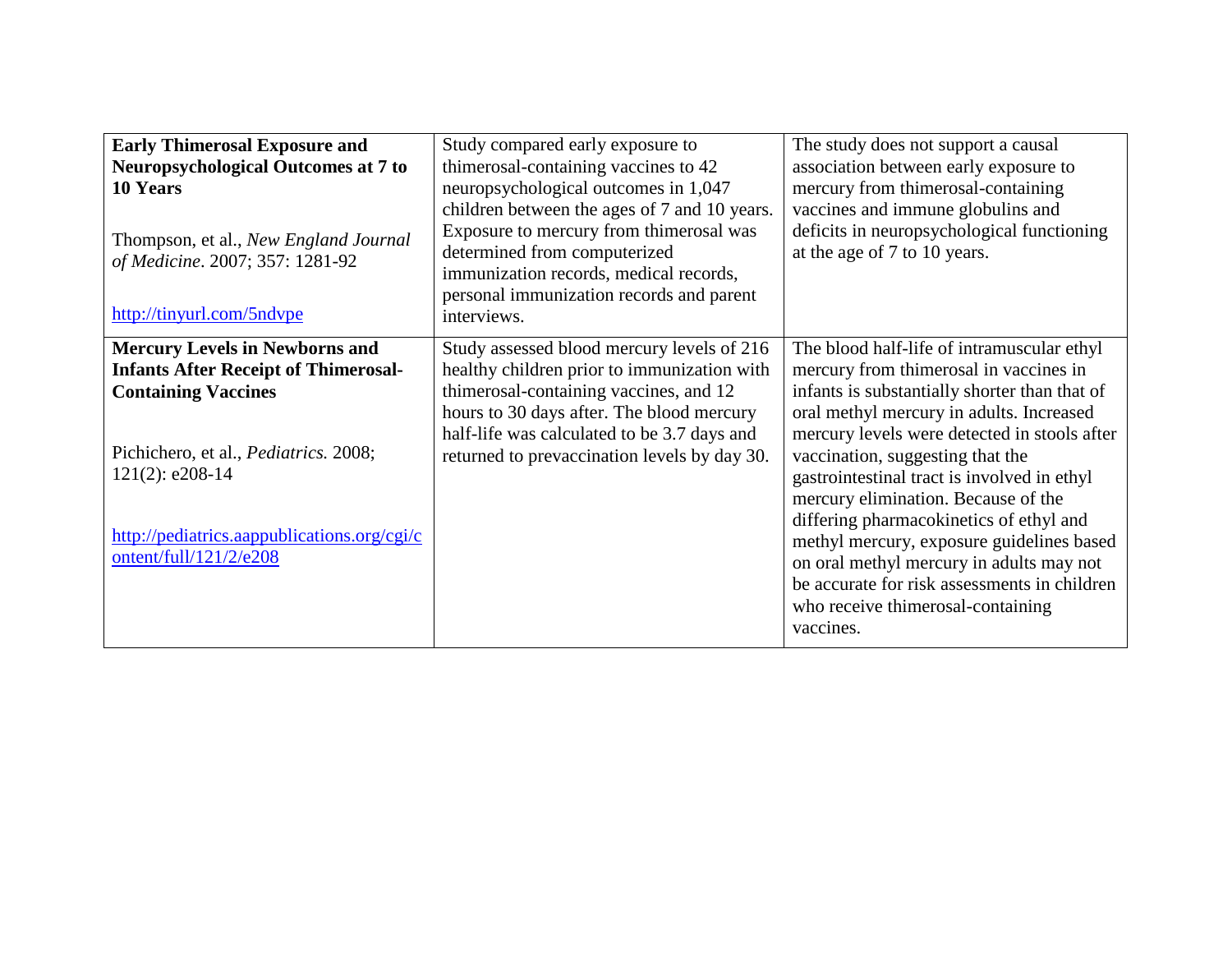| | | |
|---|---|---|
| **Early Thimerosal Exposure and Neuropsychological Outcomes at 7 to 10 Years**<br><br>Thompson, et al., *New England Journal of Medicine*. 2007; 357: 1281-92<br><br>http://tinyurl.com/5ndvpe | Study compared early exposure to thimerosal-containing vaccines to 42 neuropsychological outcomes in 1,047 children between the ages of 7 and 10 years. Exposure to mercury from thimerosal was determined from computerized immunization records, medical records, personal immunization records and parent interviews. | The study does not support a causal association between early exposure to mercury from thimerosal-containing vaccines and immune globulins and deficits in neuropsychological functioning at the age of 7 to 10 years. |
| **Mercury Levels in Newborns and Infants After Receipt of Thimerosal-Containing Vaccines**<br><br>Pichichero, et al., *Pediatrics.* 2008; 121(2): e208-14<br><br>http://pediatrics.aappublications.org/cgi/content/full/121/2/e208 | Study assessed blood mercury levels of 216 healthy children prior to immunization with thimerosal-containing vaccines, and 12 hours to 30 days after. The blood mercury half-life was calculated to be 3.7 days and returned to prevaccination levels by day 30. | The blood half-life of intramuscular ethyl mercury from thimerosal in vaccines in infants is substantially shorter than that of oral methyl mercury in adults. Increased mercury levels were detected in stools after vaccination, suggesting that the gastrointestinal tract is involved in ethyl mercury elimination. Because of the differing pharmacokinetics of ethyl and methyl mercury, exposure guidelines based on oral methyl mercury in adults may not be accurate for risk assessments in children who receive thimerosal-containing vaccines. |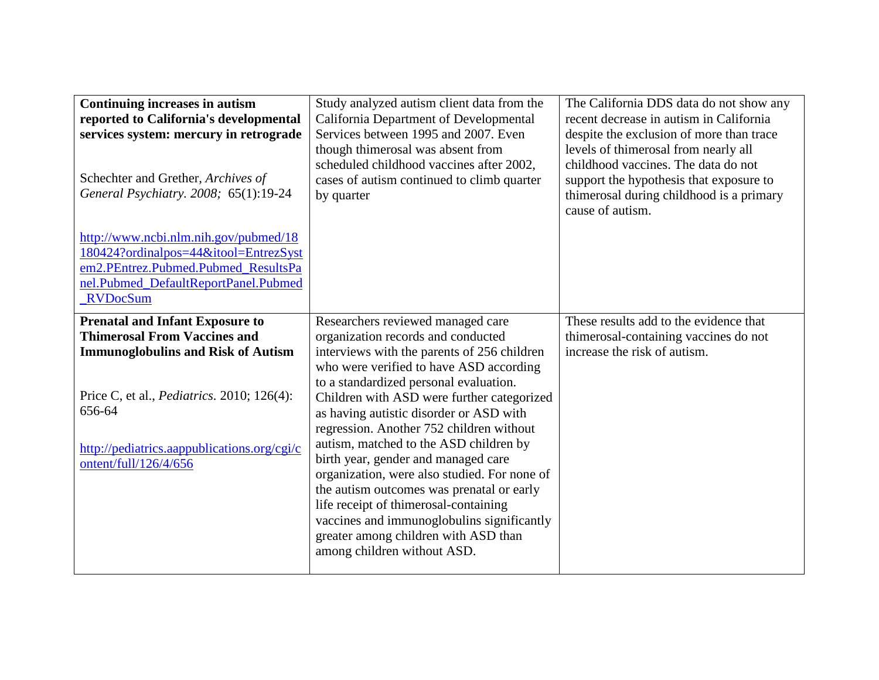| | | |
|---|---|---|
| **Continuing increases in autism reported to California's developmental services system: mercury in retrograde**<br><br>Schechter and Grether, *Archives of General Psychiatry. 2008;* 65(1):19-24<br><br>http://www.ncbi.nlm.nih.gov/pubmed/18180424?ordinalpos=44&itool=EntrezSystem2.PEntrez.Pubmed.Pubmed_ResultsPanel.Pubmed_DefaultReportPanel.Pubmed_RVDocSum | Study analyzed autism client data from the California Department of Developmental Services between 1995 and 2007. Even though thimerosal was absent from scheduled childhood vaccines after 2002, cases of autism continued to climb quarter by quarter | The California DDS data do not show any recent decrease in autism in California despite the exclusion of more than trace levels of thimerosal from nearly all childhood vaccines. The data do not support the hypothesis that exposure to thimerosal during childhood is a primary cause of autism. |
| **Prenatal and Infant Exposure to Thimerosal From Vaccines and Immunoglobulins and Risk of Autism**<br><br>Price C, et al., *Pediatrics*. 2010; 126(4): 656-64<br><br>http://pediatrics.aappublications.org/cgi/content/full/126/4/656 | Researchers reviewed managed care organization records and conducted interviews with the parents of 256 children who were verified to have ASD according to a standardized personal evaluation. Children with ASD were further categorized as having autistic disorder or ASD with regression. Another 752 children without autism, matched to the ASD children by birth year, gender and managed care organization, were also studied. For none of the autism outcomes was prenatal or early life receipt of thimerosal-containing vaccines and immunoglobulins significantly greater among children with ASD than among children without ASD. | These results add to the evidence that thimerosal-containing vaccines do not increase the risk of autism. |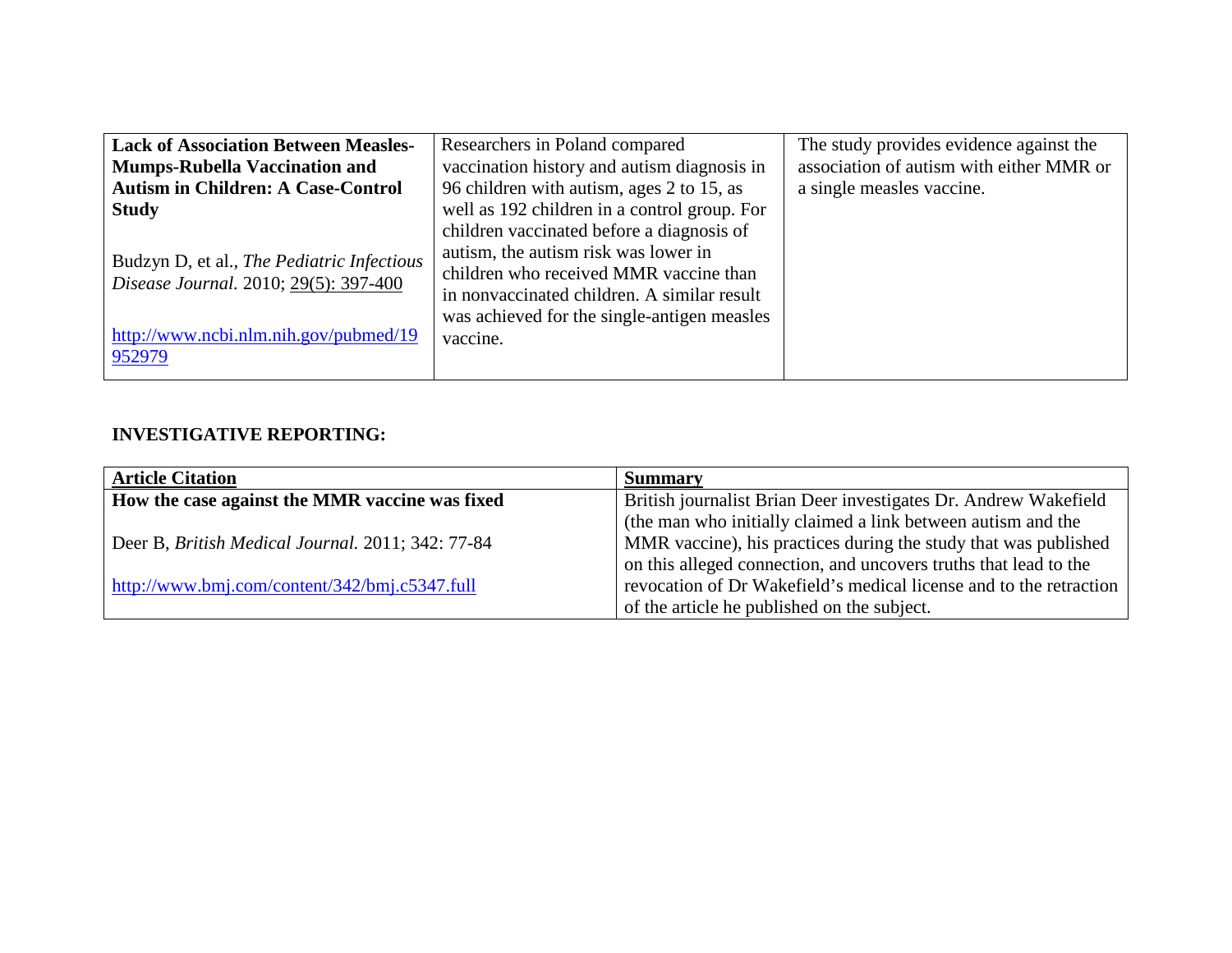| | | |
|---|---|---|
| **Lack of Association Between Measles-Mumps-Rubella Vaccination and Autism in Children: A Case-Control Study**<br><br>Budzyn D, et al., *The Pediatric Infectious Disease Journal.* 2010; 29(5): 397-400<br><br>http://www.ncbi.nlm.nih.gov/pubmed/19952979 | Researchers in Poland compared vaccination history and autism diagnosis in 96 children with autism, ages 2 to 15, as well as 192 children in a control group. For children vaccinated before a diagnosis of autism, the autism risk was lower in children who received MMR vaccine than in nonvaccinated children. A similar result was achieved for the single-antigen measles vaccine. | The study provides evidence against the association of autism with either MMR or a single measles vaccine. |

**INVESTIGATIVE REPORTING:**

| **Article Citation** | **Summary** |
|---|---|
| **How the case against the MMR vaccine was fixed**<br><br>Deer B, *British Medical Journal.* 2011; 342: 77-84<br><br>http://www.bmj.com/content/342/bmj.c5347.full | British journalist Brian Deer investigates Dr. Andrew Wakefield (the man who initially claimed a link between autism and the MMR vaccine), his practices during the study that was published on this alleged connection, and uncovers truths that lead to the revocation of Dr Wakefield's medical license and to the retraction of the article he published on the subject. |